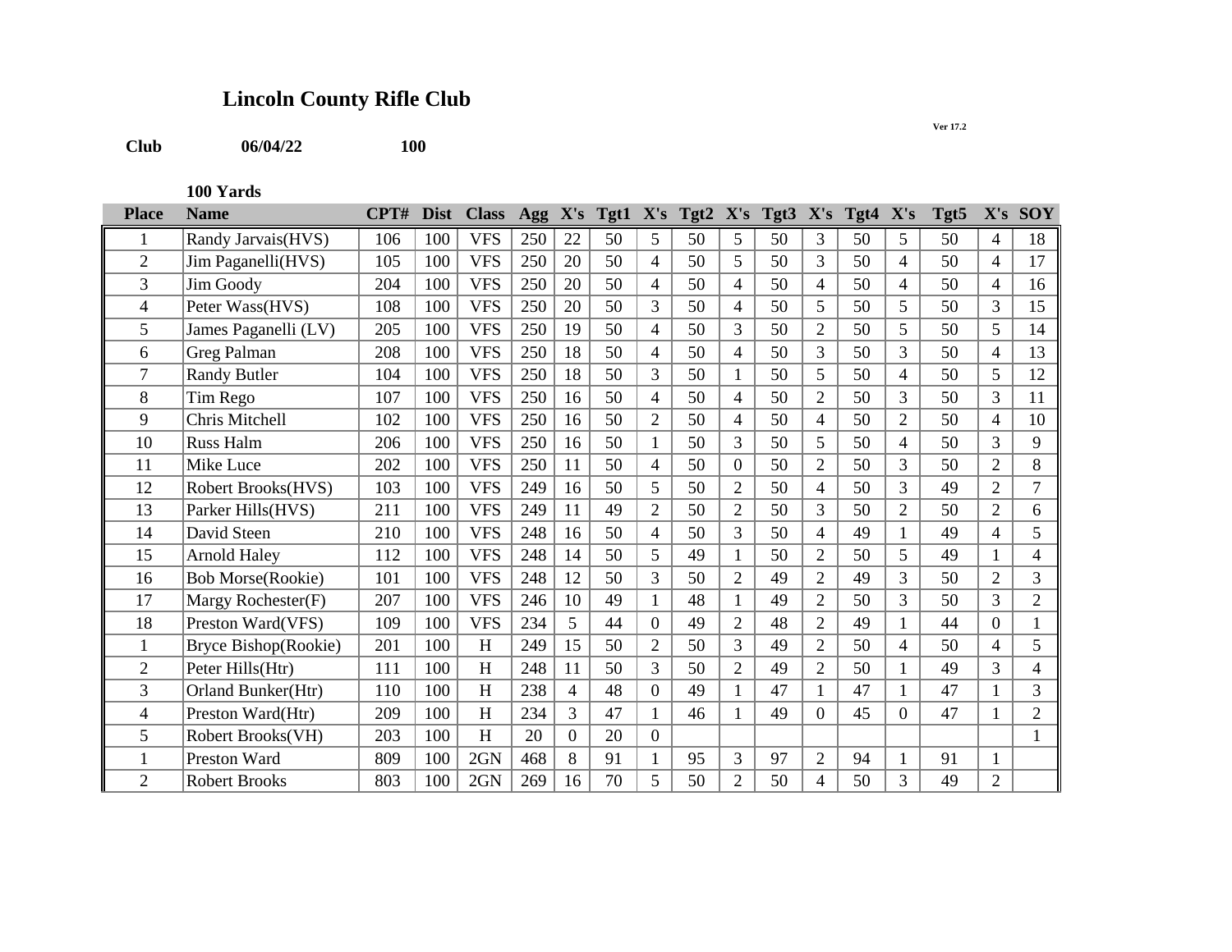# Lincoln County Rifle Club

Ver 17.2

**Club** **06/04/22** **100**

**100 Yards**

| Place | Name | CPT# | Dist | Class | Agg | X's | Tgt1 | X's | Tgt2 | X's | Tgt3 | X's | Tgt4 | X's | Tgt5 | X's | SOY |
|---|---|---|---|---|---|---|---|---|---|---|---|---|---|---|---|---|---|
| 1 | Randy Jarvais(HVS) | 106 | 100 | VFS | 250 | 22 | 50 | 5 | 50 | 5 | 50 | 3 | 50 | 5 | 50 | 4 | 18 |
| 2 | Jim Paganelli(HVS) | 105 | 100 | VFS | 250 | 20 | 50 | 4 | 50 | 5 | 50 | 3 | 50 | 4 | 50 | 4 | 17 |
| 3 | Jim Goody | 204 | 100 | VFS | 250 | 20 | 50 | 4 | 50 | 4 | 50 | 4 | 50 | 4 | 50 | 4 | 16 |
| 4 | Peter Wass(HVS) | 108 | 100 | VFS | 250 | 20 | 50 | 3 | 50 | 4 | 50 | 5 | 50 | 5 | 50 | 3 | 15 |
| 5 | James Paganelli (LV) | 205 | 100 | VFS | 250 | 19 | 50 | 4 | 50 | 3 | 50 | 2 | 50 | 5 | 50 | 5 | 14 |
| 6 | Greg Palman | 208 | 100 | VFS | 250 | 18 | 50 | 4 | 50 | 4 | 50 | 3 | 50 | 3 | 50 | 4 | 13 |
| 7 | Randy Butler | 104 | 100 | VFS | 250 | 18 | 50 | 3 | 50 | 1 | 50 | 5 | 50 | 4 | 50 | 5 | 12 |
| 8 | Tim Rego | 107 | 100 | VFS | 250 | 16 | 50 | 4 | 50 | 4 | 50 | 2 | 50 | 3 | 50 | 3 | 11 |
| 9 | Chris Mitchell | 102 | 100 | VFS | 250 | 16 | 50 | 2 | 50 | 4 | 50 | 4 | 50 | 2 | 50 | 4 | 10 |
| 10 | Russ Halm | 206 | 100 | VFS | 250 | 16 | 50 | 1 | 50 | 3 | 50 | 5 | 50 | 4 | 50 | 3 | 9 |
| 11 | Mike Luce | 202 | 100 | VFS | 250 | 11 | 50 | 4 | 50 | 0 | 50 | 2 | 50 | 3 | 50 | 2 | 8 |
| 12 | Robert Brooks(HVS) | 103 | 100 | VFS | 249 | 16 | 50 | 5 | 50 | 2 | 50 | 4 | 50 | 3 | 49 | 2 | 7 |
| 13 | Parker Hills(HVS) | 211 | 100 | VFS | 249 | 11 | 49 | 2 | 50 | 2 | 50 | 3 | 50 | 2 | 50 | 2 | 6 |
| 14 | David Steen | 210 | 100 | VFS | 248 | 16 | 50 | 4 | 50 | 3 | 50 | 4 | 49 | 1 | 49 | 4 | 5 |
| 15 | Arnold Haley | 112 | 100 | VFS | 248 | 14 | 50 | 5 | 49 | 1 | 50 | 2 | 50 | 5 | 49 | 1 | 4 |
| 16 | Bob Morse(Rookie) | 101 | 100 | VFS | 248 | 12 | 50 | 3 | 50 | 2 | 49 | 2 | 49 | 3 | 50 | 2 | 3 |
| 17 | Margy Rochester(F) | 207 | 100 | VFS | 246 | 10 | 49 | 1 | 48 | 1 | 49 | 2 | 50 | 3 | 50 | 3 | 2 |
| 18 | Preston Ward(VFS) | 109 | 100 | VFS | 234 | 5 | 44 | 0 | 49 | 2 | 48 | 2 | 49 | 1 | 44 | 0 | 1 |
| 1 | Bryce Bishop(Rookie) | 201 | 100 | H | 249 | 15 | 50 | 2 | 50 | 3 | 49 | 2 | 50 | 4 | 50 | 4 | 5 |
| 2 | Peter Hills(Htr) | 111 | 100 | H | 248 | 11 | 50 | 3 | 50 | 2 | 49 | 2 | 50 | 1 | 49 | 3 | 4 |
| 3 | Orland Bunker(Htr) | 110 | 100 | H | 238 | 4 | 48 | 0 | 49 | 1 | 47 | 1 | 47 | 1 | 47 | 1 | 3 |
| 4 | Preston Ward(Htr) | 209 | 100 | H | 234 | 3 | 47 | 1 | 46 | 1 | 49 | 0 | 45 | 0 | 47 | 1 | 2 |
| 5 | Robert Brooks(VH) | 203 | 100 | H | 20 | 0 | 20 | 0 | | | | | | | | | 1 |
| 1 | Preston Ward | 809 | 100 | 2GN | 468 | 8 | 91 | 1 | 95 | 3 | 97 | 2 | 94 | 1 | 91 | 1 | |
| 2 | Robert Brooks | 803 | 100 | 2GN | 269 | 16 | 70 | 5 | 50 | 2 | 50 | 4 | 50 | 3 | 49 | 2 | |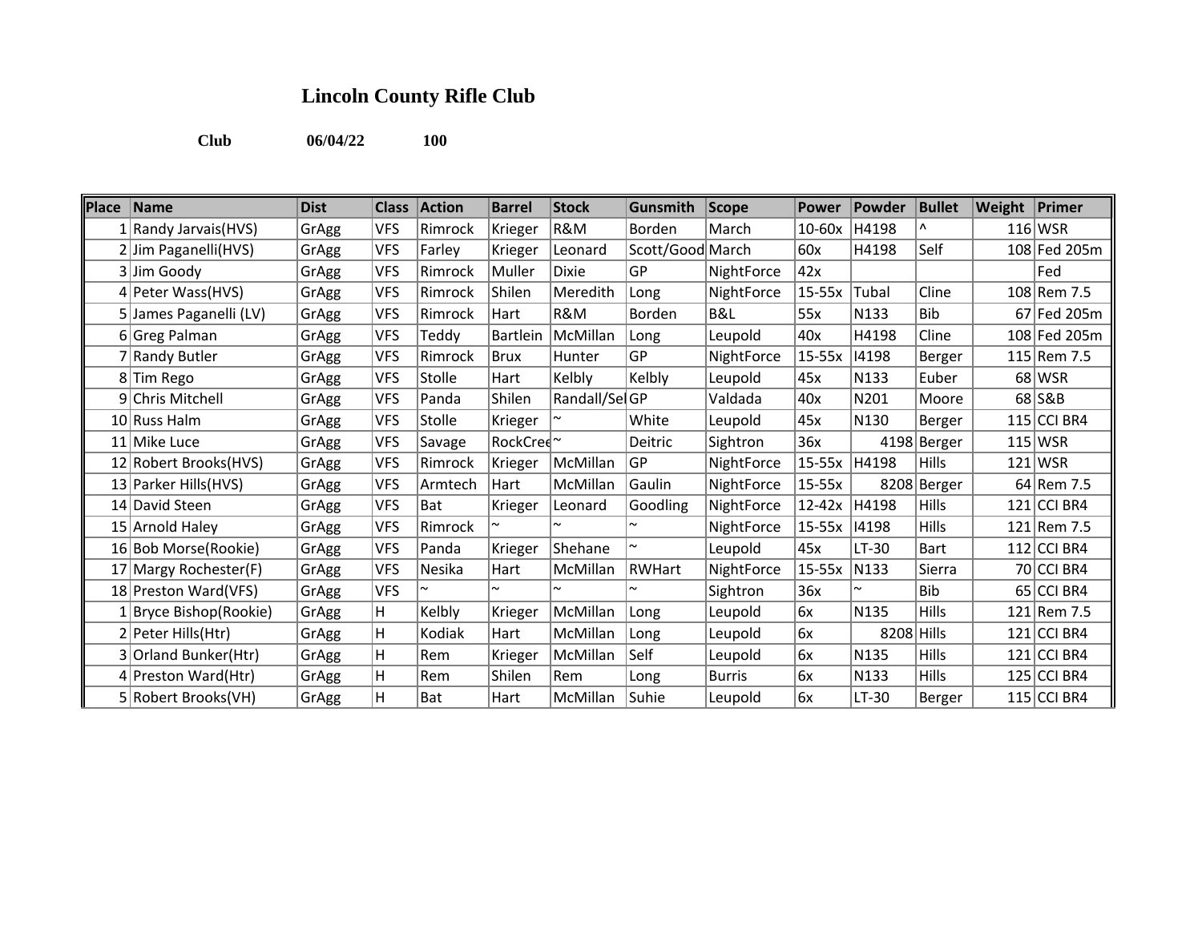# Lincoln County Rifle Club

**Club** **06/04/22** **100**

| Place | Name | Dist | Class | Action | Barrel | Stock | Gunsmith | Scope | Power | Powder | Bullet | Weight | Primer |
|---|---|---|---|---|---|---|---|---|---|---|---|---|---|
| 1 | Randy Jarvais(HVS) | GrAgg | VFS | Rimrock | Krieger | R&M | Borden | March | 10-60x | H4198 | ^ | 116 | WSR |
| 2 | Jim Paganelli(HVS) | GrAgg | VFS | Farley | Krieger | Leonard | Scott/Good | March | 60x | H4198 | Self | 108 | Fed 205m |
| 3 | Jim Goody | GrAgg | VFS | Rimrock | Muller | Dixie | GP | NightForce | 42x | | | | Fed |
| 4 | Peter Wass(HVS) | GrAgg | VFS | Rimrock | Shilen | Meredith | Long | NightForce | 15-55x | Tubal | Cline | 108 | Rem 7.5 |
| 5 | James Paganelli (LV) | GrAgg | VFS | Rimrock | Hart | R&M | Borden | B&L | 55x | N133 | Bib | 67 | Fed 205m |
| 6 | Greg Palman | GrAgg | VFS | Teddy | Bartlein | McMillan | Long | Leupold | 40x | H4198 | Cline | 108 | Fed 205m |
| 7 | Randy Butler | GrAgg | VFS | Rimrock | Brux | Hunter | GP | NightForce | 15-55x | I4198 | Berger | 115 | Rem 7.5 |
| 8 | Tim Rego | GrAgg | VFS | Stolle | Hart | Kelbly | Kelbly | Leupold | 45x | N133 | Euber | 68 | WSR |
| 9 | Chris Mitchell | GrAgg | VFS | Panda | Shilen | Randall/Sel | GP | Valdada | 40x | N201 | Moore | 68 | S&B |
| 10 | Russ Halm | GrAgg | VFS | Stolle | Krieger | ~ | White | Leupold | 45x | N130 | Berger | 115 | CCI BR4 |
| 11 | Mike Luce | GrAgg | VFS | Savage | RockCree | ~ | Deitric | Sightron | 36x | 4198 | Berger | 115 | WSR |
| 12 | Robert Brooks(HVS) | GrAgg | VFS | Rimrock | Krieger | McMillan | GP | NightForce | 15-55x | H4198 | Hills | 121 | WSR |
| 13 | Parker Hills(HVS) | GrAgg | VFS | Armtech | Hart | McMillan | Gaulin | NightForce | 15-55x | 8208 | Berger | 64 | Rem 7.5 |
| 14 | David Steen | GrAgg | VFS | Bat | Krieger | Leonard | Goodling | NightForce | 12-42x | H4198 | Hills | 121 | CCI BR4 |
| 15 | Arnold Haley | GrAgg | VFS | Rimrock | ~ | ~ | ~ | NightForce | 15-55x | I4198 | Hills | 121 | Rem 7.5 |
| 16 | Bob Morse(Rookie) | GrAgg | VFS | Panda | Krieger | Shehane | ~ | Leupold | 45x | LT-30 | Bart | 112 | CCI BR4 |
| 17 | Margy Rochester(F) | GrAgg | VFS | Nesika | Hart | McMillan | RWHart | NightForce | 15-55x | N133 | Sierra | 70 | CCI BR4 |
| 18 | Preston Ward(VFS) | GrAgg | VFS | ~ | ~ | ~ | ~ | Sightron | 36x | ~ | Bib | 65 | CCI BR4 |
| 1 | Bryce Bishop(Rookie) | GrAgg | H | Kelbly | Krieger | McMillan | Long | Leupold | 6x | N135 | Hills | 121 | Rem 7.5 |
| 2 | Peter Hills(Htr) | GrAgg | H | Kodiak | Hart | McMillan | Long | Leupold | 6x | 8208 | Hills | 121 | CCI BR4 |
| 3 | Orland Bunker(Htr) | GrAgg | H | Rem | Krieger | McMillan | Self | Leupold | 6x | N135 | Hills | 121 | CCI BR4 |
| 4 | Preston Ward(Htr) | GrAgg | H | Rem | Shilen | Rem | Long | Burris | 6x | N133 | Hills | 125 | CCI BR4 |
| 5 | Robert Brooks(VH) | GrAgg | H | Bat | Hart | McMillan | Suhie | Leupold | 6x | LT-30 | Berger | 115 | CCI BR4 |